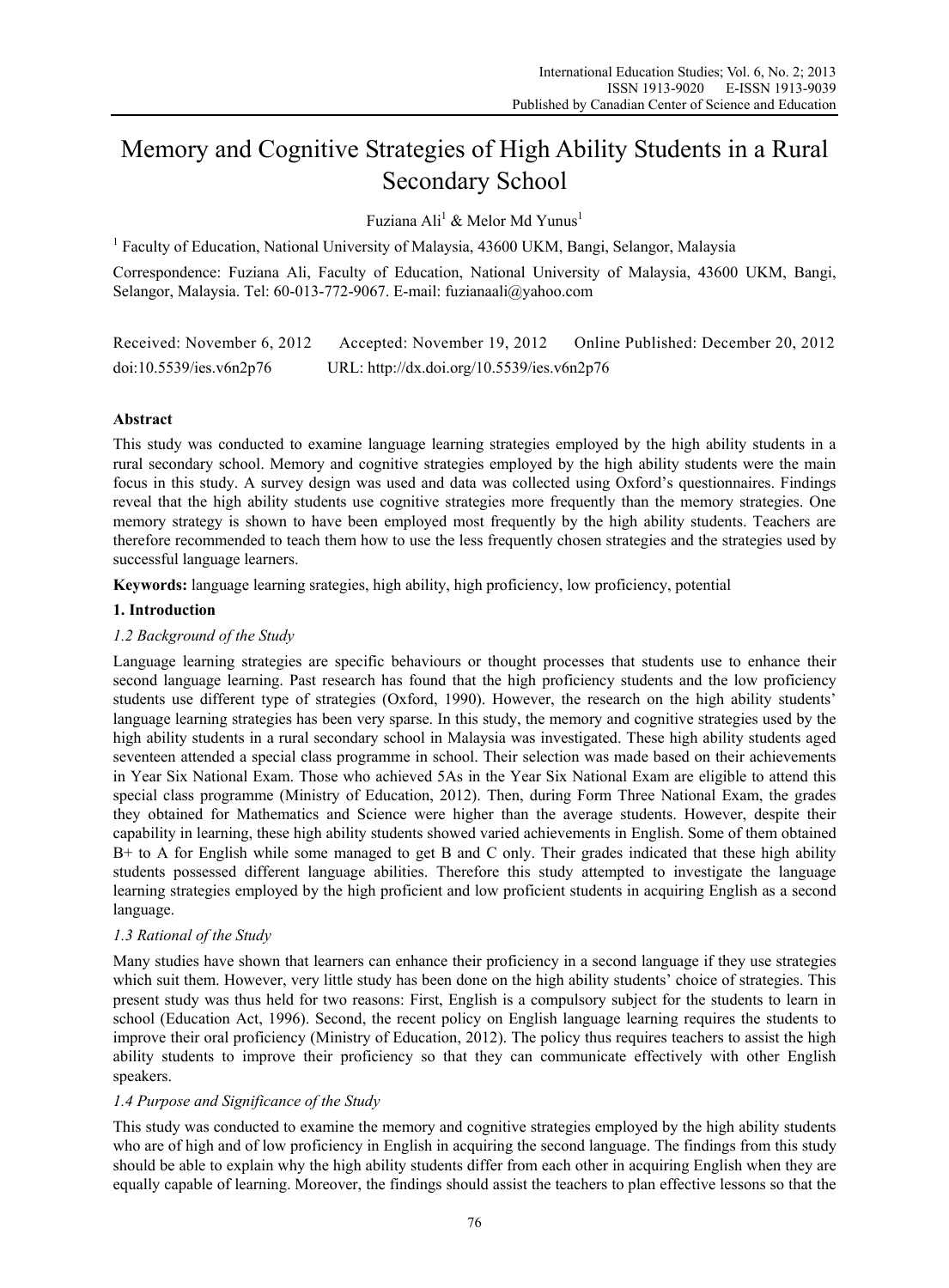# Memory and Cognitive Strategies of High Ability Students in a Rural Secondary School

Fuziana Ali[1] & Melor Md Yunus[1]

[1] Faculty of Education, National University of Malaysia, 43600 UKM, Bangi, Selangor, Malaysia

Correspondence: Fuziana Ali, Faculty of Education, National University of Malaysia, 43600 UKM, Bangi, Selangor, Malaysia. Tel: 60-013-772-9067. E-mail: fuzianaali@yahoo.com

Received: November 6, 2012  Accepted: November 19, 2012  Online Published: December 20, 2012

doi:10.5539/ies.v6n2p76  URL: http://dx.doi.org/10.5539/ies.v6n2p76

## Abstract

This study was conducted to examine language learning strategies employed by the high ability students in a rural secondary school. Memory and cognitive strategies employed by the high ability students were the main focus in this study. A survey design was used and data was collected using Oxford's questionnaires. Findings reveal that the high ability students use cognitive strategies more frequently than the memory strategies. One memory strategy is shown to have been employed most frequently by the high ability students. Teachers are therefore recommended to teach them how to use the less frequently chosen strategies and the strategies used by successful language learners.

**Keywords:** language learning srategies, high ability, high proficiency, low proficiency, potential

## 1. Introduction

### *1.2 Background of the Study*

Language learning strategies are specific behaviours or thought processes that students use to enhance their second language learning. Past research has found that the high proficiency students and the low proficiency students use different type of strategies (Oxford, 1990). However, the research on the high ability students' language learning strategies has been very sparse. In this study, the memory and cognitive strategies used by the high ability students in a rural secondary school in Malaysia was investigated. These high ability students aged seventeen attended a special class programme in school. Their selection was made based on their achievements in Year Six National Exam. Those who achieved 5As in the Year Six National Exam are eligible to attend this special class programme (Ministry of Education, 2012). Then, during Form Three National Exam, the grades they obtained for Mathematics and Science were higher than the average students. However, despite their capability in learning, these high ability students showed varied achievements in English. Some of them obtained B+ to A for English while some managed to get B and C only. Their grades indicated that these high ability students possessed different language abilities. Therefore this study attempted to investigate the language learning strategies employed by the high proficient and low proficient students in acquiring English as a second language.

### *1.3 Rational of the Study*

Many studies have shown that learners can enhance their proficiency in a second language if they use strategies which suit them. However, very little study has been done on the high ability students' choice of strategies. This present study was thus held for two reasons: First, English is a compulsory subject for the students to learn in school (Education Act, 1996). Second, the recent policy on English language learning requires the students to improve their oral proficiency (Ministry of Education, 2012). The policy thus requires teachers to assist the high ability students to improve their proficiency so that they can communicate effectively with other English speakers.

### *1.4 Purpose and Significance of the Study*

This study was conducted to examine the memory and cognitive strategies employed by the high ability students who are of high and of low proficiency in English in acquiring the second language. The findings from this study should be able to explain why the high ability students differ from each other in acquiring English when they are equally capable of learning. Moreover, the findings should assist the teachers to plan effective lessons so that the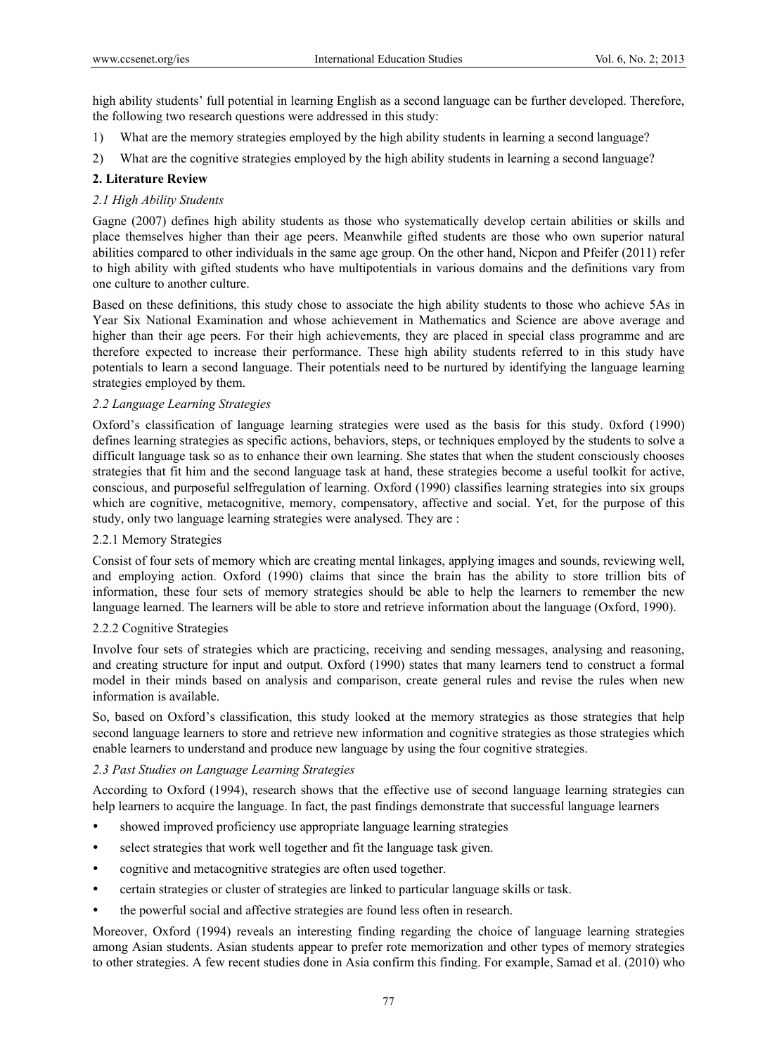high ability students' full potential in learning English as a second language can be further developed. Therefore, the following two research questions were addressed in this study:

1) What are the memory strategies employed by the high ability students in learning a second language?

2) What are the cognitive strategies employed by the high ability students in learning a second language?

## 2. Literature Review

### *2.1 High Ability Students*

Gagne (2007) defines high ability students as those who systematically develop certain abilities or skills and place themselves higher than their age peers. Meanwhile gifted students are those who own superior natural abilities compared to other individuals in the same age group. On the other hand, Nicpon and Pfeifer (2011) refer to high ability with gifted students who have multipotentials in various domains and the definitions vary from one culture to another culture.

Based on these definitions, this study chose to associate the high ability students to those who achieve 5As in Year Six National Examination and whose achievement in Mathematics and Science are above average and higher than their age peers. For their high achievements, they are placed in special class programme and are therefore expected to increase their performance. These high ability students referred to in this study have potentials to learn a second language. Their potentials need to be nurtured by identifying the language learning strategies employed by them.

### *2.2 Language Learning Strategies*

Oxford's classification of language learning strategies were used as the basis for this study. 0xford (1990) defines learning strategies as specific actions, behaviors, steps, or techniques employed by the students to solve a difficult language task so as to enhance their own learning. She states that when the student consciously chooses strategies that fit him and the second language task at hand, these strategies become a useful toolkit for active, conscious, and purposeful selfregulation of learning. Oxford (1990) classifies learning strategies into six groups which are cognitive, metacognitive, memory, compensatory, affective and social. Yet, for the purpose of this study, only two language learning strategies were analysed. They are :

#### 2.2.1 Memory Strategies

Consist of four sets of memory which are creating mental linkages, applying images and sounds, reviewing well, and employing action. Oxford (1990) claims that since the brain has the ability to store trillion bits of information, these four sets of memory strategies should be able to help the learners to remember the new language learned. The learners will be able to store and retrieve information about the language (Oxford, 1990).

#### 2.2.2 Cognitive Strategies

Involve four sets of strategies which are practicing, receiving and sending messages, analysing and reasoning, and creating structure for input and output. Oxford (1990) states that many learners tend to construct a formal model in their minds based on analysis and comparison, create general rules and revise the rules when new information is available.

So, based on Oxford's classification, this study looked at the memory strategies as those strategies that help second language learners to store and retrieve new information and cognitive strategies as those strategies which enable learners to understand and produce new language by using the four cognitive strategies.

### *2.3 Past Studies on Language Learning Strategies*

According to Oxford (1994), research shows that the effective use of second language learning strategies can help learners to acquire the language. In fact, the past findings demonstrate that successful language learners

- showed improved proficiency use appropriate language learning strategies
- select strategies that work well together and fit the language task given.
- cognitive and metacognitive strategies are often used together.
- certain strategies or cluster of strategies are linked to particular language skills or task.
- the powerful social and affective strategies are found less often in research.

Moreover, Oxford (1994) reveals an interesting finding regarding the choice of language learning strategies among Asian students. Asian students appear to prefer rote memorization and other types of memory strategies to other strategies. A few recent studies done in Asia confirm this finding. For example, Samad et al. (2010) who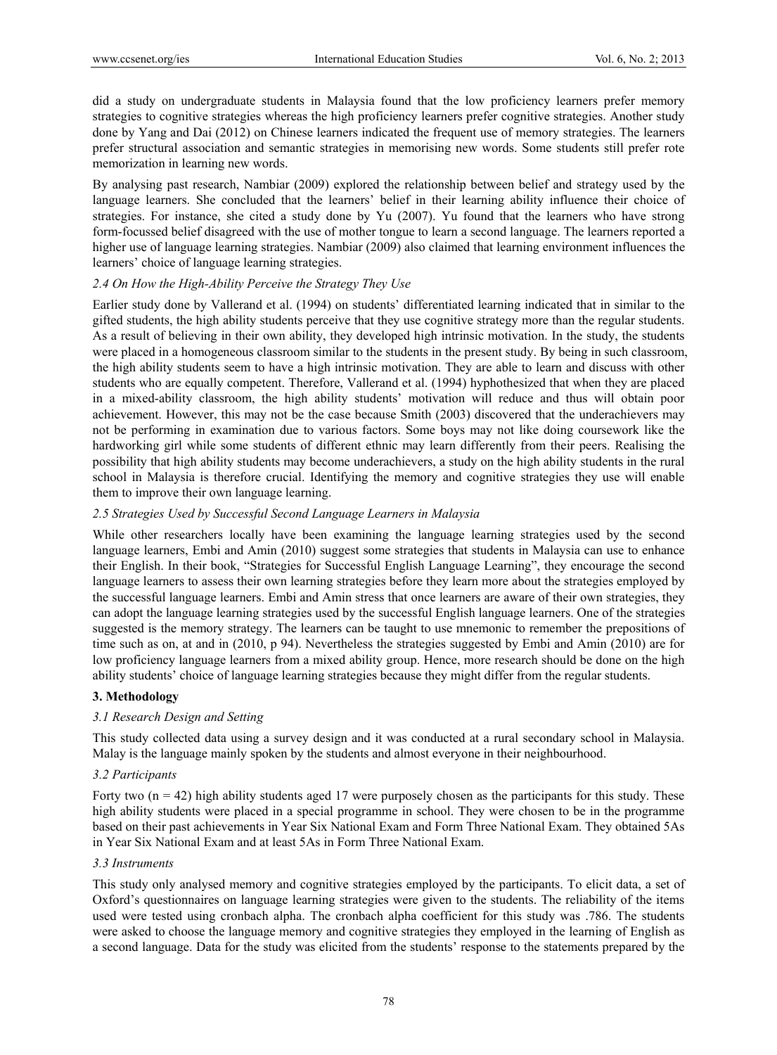did a study on undergraduate students in Malaysia found that the low proficiency learners prefer memory strategies to cognitive strategies whereas the high proficiency learners prefer cognitive strategies. Another study done by Yang and Dai (2012) on Chinese learners indicated the frequent use of memory strategies. The learners prefer structural association and semantic strategies in memorising new words. Some students still prefer rote memorization in learning new words.

By analysing past research, Nambiar (2009) explored the relationship between belief and strategy used by the language learners. She concluded that the learners' belief in their learning ability influence their choice of strategies. For instance, she cited a study done by Yu (2007). Yu found that the learners who have strong form-focussed belief disagreed with the use of mother tongue to learn a second language. The learners reported a higher use of language learning strategies. Nambiar (2009) also claimed that learning environment influences the learners' choice of language learning strategies.

### *2.4 On How the High-Ability Perceive the Strategy They Use*

Earlier study done by Vallerand et al. (1994) on students' differentiated learning indicated that in similar to the gifted students, the high ability students perceive that they use cognitive strategy more than the regular students. As a result of believing in their own ability, they developed high intrinsic motivation. In the study, the students were placed in a homogeneous classroom similar to the students in the present study. By being in such classroom, the high ability students seem to have a high intrinsic motivation. They are able to learn and discuss with other students who are equally competent. Therefore, Vallerand et al. (1994) hyphothesized that when they are placed in a mixed-ability classroom, the high ability students' motivation will reduce and thus will obtain poor achievement. However, this may not be the case because Smith (2003) discovered that the underachievers may not be performing in examination due to various factors. Some boys may not like doing coursework like the hardworking girl while some students of different ethnic may learn differently from their peers. Realising the possibility that high ability students may become underachievers, a study on the high ability students in the rural school in Malaysia is therefore crucial. Identifying the memory and cognitive strategies they use will enable them to improve their own language learning.

### *2.5 Strategies Used by Successful Second Language Learners in Malaysia*

While other researchers locally have been examining the language learning strategies used by the second language learners, Embi and Amin (2010) suggest some strategies that students in Malaysia can use to enhance their English. In their book, "Strategies for Successful English Language Learning", they encourage the second language learners to assess their own learning strategies before they learn more about the strategies employed by the successful language learners. Embi and Amin stress that once learners are aware of their own strategies, they can adopt the language learning strategies used by the successful English language learners. One of the strategies suggested is the memory strategy. The learners can be taught to use mnemonic to remember the prepositions of time such as on, at and in (2010, p 94). Nevertheless the strategies suggested by Embi and Amin (2010) are for low proficiency language learners from a mixed ability group. Hence, more research should be done on the high ability students' choice of language learning strategies because they might differ from the regular students.

## **3. Methodology**

### *3.1 Research Design and Setting*

This study collected data using a survey design and it was conducted at a rural secondary school in Malaysia. Malay is the language mainly spoken by the students and almost everyone in their neighbourhood.

### *3.2 Participants*

Forty two (n = 42) high ability students aged 17 were purposely chosen as the participants for this study. These high ability students were placed in a special programme in school. They were chosen to be in the programme based on their past achievements in Year Six National Exam and Form Three National Exam. They obtained 5As in Year Six National Exam and at least 5As in Form Three National Exam.

### *3.3 Instruments*

This study only analysed memory and cognitive strategies employed by the participants. To elicit data, a set of Oxford's questionnaires on language learning strategies were given to the students. The reliability of the items used were tested using cronbach alpha. The cronbach alpha coefficient for this study was .786. The students were asked to choose the language memory and cognitive strategies they employed in the learning of English as a second language. Data for the study was elicited from the students' response to the statements prepared by the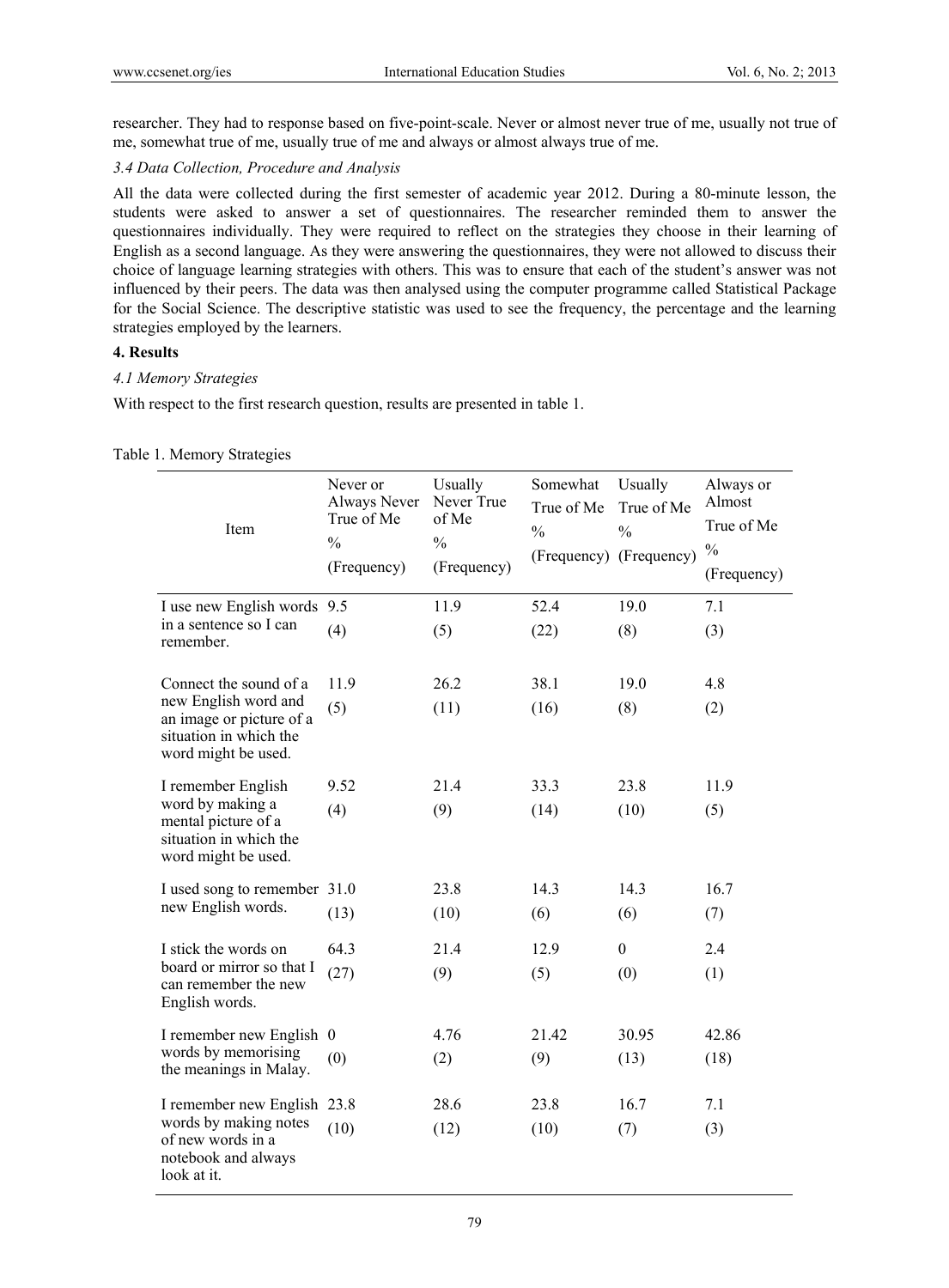researcher. They had to response based on five-point-scale. Never or almost never true of me, usually not true of me, somewhat true of me, usually true of me and always or almost always true of me.

### 3.4 Data Collection, Procedure and Analysis

All the data were collected during the first semester of academic year 2012. During a 80-minute lesson, the students were asked to answer a set of questionnaires. The researcher reminded them to answer the questionnaires individually. They were required to reflect on the strategies they choose in their learning of English as a second language. As they were answering the questionnaires, they were not allowed to discuss their choice of language learning strategies with others. This was to ensure that each of the student's answer was not influenced by their peers. The data was then analysed using the computer programme called Statistical Package for the Social Science. The descriptive statistic was used to see the frequency, the percentage and the learning strategies employed by the learners.

## 4. Results

### 4.1 Memory Strategies

With respect to the first research question, results are presented in table 1.

Table 1. Memory Strategies

| Item | Never or Always Never True of Me % (Frequency) | Usually Never True of Me % (Frequency) | Somewhat True of Me % (Frequency) | Usually True of Me % (Frequency) | Always or Almost True of Me % (Frequency) |
|---|---|---|---|---|---|
| I use new English words in a sentence so I can remember. | 9.5 (4) | 11.9 (5) | 52.4 (22) | 19.0 (8) | 7.1 (3) |
| Connect the sound of a new English word and an image or picture of a situation in which the word might be used. | 11.9 (5) | 26.2 (11) | 38.1 (16) | 19.0 (8) | 4.8 (2) |
| I remember English word by making a mental picture of a situation in which the word might be used. | 9.52 (4) | 21.4 (9) | 33.3 (14) | 23.8 (10) | 11.9 (5) |
| I used song to remember new English words. | 31.0 (13) | 23.8 (10) | 14.3 (6) | 14.3 (6) | 16.7 (7) |
| I stick the words on board or mirror so that I can remember the new English words. | 64.3 (27) | 21.4 (9) | 12.9 (5) | 0 (0) | 2.4 (1) |
| I remember new English words by memorising the meanings in Malay. | 0 (0) | 4.76 (2) | 21.42 (9) | 30.95 (13) | 42.86 (18) |
| I remember new English words by making notes of new words in a notebook and always look at it. | 23.8 (10) | 28.6 (12) | 23.8 (10) | 16.7 (7) | 7.1 (3) |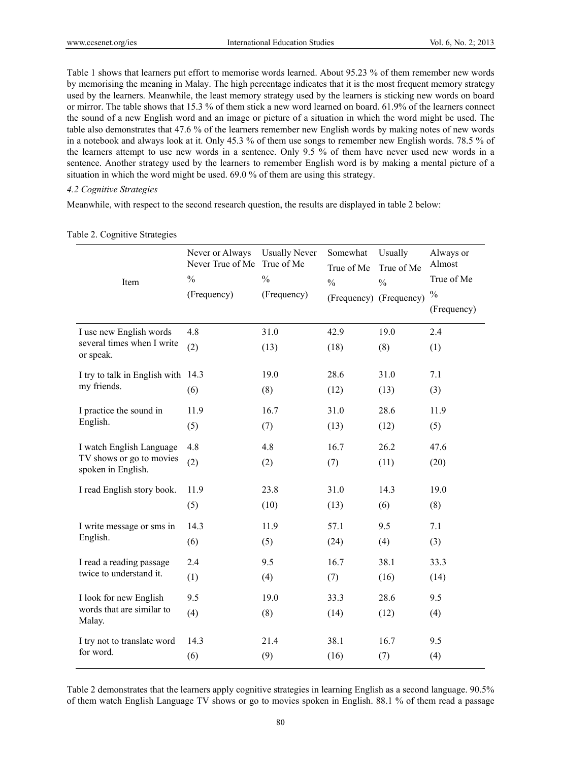Table 1 shows that learners put effort to memorise words learned. About 95.23 % of them remember new words by memorising the meaning in Malay. The high percentage indicates that it is the most frequent memory strategy used by the learners. Meanwhile, the least memory strategy used by the learners is sticking new words on board or mirror. The table shows that 15.3 % of them stick a new word learned on board. 61.9% of the learners connect the sound of a new English word and an image or picture of a situation in which the word might be used. The table also demonstrates that 47.6 % of the learners remember new English words by making notes of new words in a notebook and always look at it. Only 45.3 % of them use songs to remember new English words. 78.5 % of the learners attempt to use new words in a sentence. Only 9.5 % of them have never used new words in a sentence. Another strategy used by the learners to remember English word is by making a mental picture of a situation in which the word might be used. 69.0 % of them are using this strategy.

*4.2 Cognitive Strategies*

Meanwhile, with respect to the second research question, the results are displayed in table 2 below:

Table 2. Cognitive Strategies

| Item | Never or Always Never True of Me % (Frequency) | Usually Never True of Me % (Frequency) | Somewhat True of Me % (Frequency) | Usually True of Me % (Frequency) | Always or Almost True of Me % (Frequency) |
|---|---|---|---|---|---|
| I use new English words several times when I write or speak. | 4.8 (2) | 31.0 (13) | 42.9 (18) | 19.0 (8) | 2.4 (1) |
| I try to talk in English with my friends. | 14.3 (6) | 19.0 (8) | 28.6 (12) | 31.0 (13) | 7.1 (3) |
| I practice the sound in English. | 11.9 (5) | 16.7 (7) | 31.0 (13) | 28.6 (12) | 11.9 (5) |
| I watch English Language TV shows or go to movies spoken in English. | 4.8 (2) | 4.8 (2) | 16.7 (7) | 26.2 (11) | 47.6 (20) |
| I read English story book. | 11.9 (5) | 23.8 (10) | 31.0 (13) | 14.3 (6) | 19.0 (8) |
| I write message or sms in English. | 14.3 (6) | 11.9 (5) | 57.1 (24) | 9.5 (4) | 7.1 (3) |
| I read a reading passage twice to understand it. | 2.4 (1) | 9.5 (4) | 16.7 (7) | 38.1 (16) | 33.3 (14) |
| I look for new English words that are similar to Malay. | 9.5 (4) | 19.0 (8) | 33.3 (14) | 28.6 (12) | 9.5 (4) |
| I try not to translate word for word. | 14.3 (6) | 21.4 (9) | 38.1 (16) | 16.7 (7) | 9.5 (4) |

Table 2 demonstrates that the learners apply cognitive strategies in learning English as a second language. 90.5% of them watch English Language TV shows or go to movies spoken in English. 88.1 % of them read a passage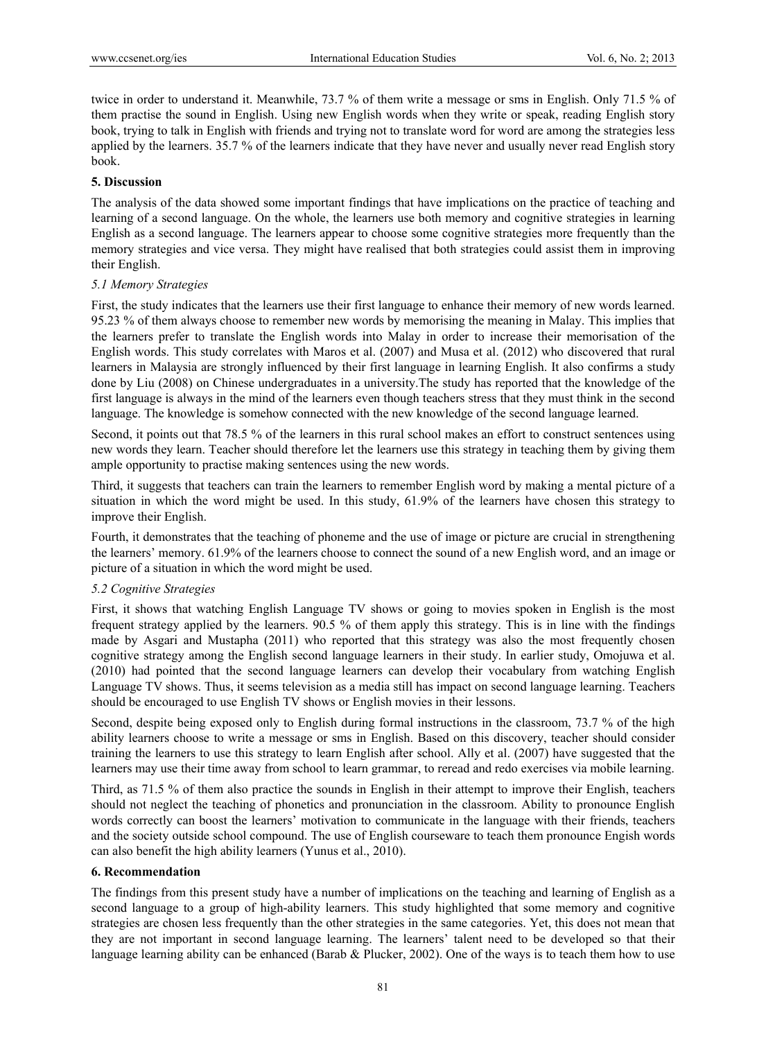twice in order to understand it. Meanwhile, 73.7 % of them write a message or sms in English. Only 71.5 % of them practise the sound in English. Using new English words when they write or speak, reading English story book, trying to talk in English with friends and trying not to translate word for word are among the strategies less applied by the learners. 35.7 % of the learners indicate that they have never and usually never read English story book.

## 5. Discussion

The analysis of the data showed some important findings that have implications on the practice of teaching and learning of a second language. On the whole, the learners use both memory and cognitive strategies in learning English as a second language. The learners appear to choose some cognitive strategies more frequently than the memory strategies and vice versa. They might have realised that both strategies could assist them in improving their English.

### *5.1 Memory Strategies*

First, the study indicates that the learners use their first language to enhance their memory of new words learned. 95.23 % of them always choose to remember new words by memorising the meaning in Malay. This implies that the learners prefer to translate the English words into Malay in order to increase their memorisation of the English words. This study correlates with Maros et al. (2007) and Musa et al. (2012) who discovered that rural learners in Malaysia are strongly influenced by their first language in learning English. It also confirms a study done by Liu (2008) on Chinese undergraduates in a university.The study has reported that the knowledge of the first language is always in the mind of the learners even though teachers stress that they must think in the second language. The knowledge is somehow connected with the new knowledge of the second language learned.

Second, it points out that 78.5 % of the learners in this rural school makes an effort to construct sentences using new words they learn. Teacher should therefore let the learners use this strategy in teaching them by giving them ample opportunity to practise making sentences using the new words.

Third, it suggests that teachers can train the learners to remember English word by making a mental picture of a situation in which the word might be used. In this study, 61.9% of the learners have chosen this strategy to improve their English.

Fourth, it demonstrates that the teaching of phoneme and the use of image or picture are crucial in strengthening the learners' memory. 61.9% of the learners choose to connect the sound of a new English word, and an image or picture of a situation in which the word might be used.

### *5.2 Cognitive Strategies*

First, it shows that watching English Language TV shows or going to movies spoken in English is the most frequent strategy applied by the learners. 90.5 % of them apply this strategy. This is in line with the findings made by Asgari and Mustapha (2011) who reported that this strategy was also the most frequently chosen cognitive strategy among the English second language learners in their study. In earlier study, Omojuwa et al. (2010) had pointed that the second language learners can develop their vocabulary from watching English Language TV shows. Thus, it seems television as a media still has impact on second language learning. Teachers should be encouraged to use English TV shows or English movies in their lessons.

Second, despite being exposed only to English during formal instructions in the classroom, 73.7 % of the high ability learners choose to write a message or sms in English. Based on this discovery, teacher should consider training the learners to use this strategy to learn English after school. Ally et al. (2007) have suggested that the learners may use their time away from school to learn grammar, to reread and redo exercises via mobile learning.

Third, as 71.5 % of them also practice the sounds in English in their attempt to improve their English, teachers should not neglect the teaching of phonetics and pronunciation in the classroom. Ability to pronounce English words correctly can boost the learners' motivation to communicate in the language with their friends, teachers and the society outside school compound. The use of English courseware to teach them pronounce Engish words can also benefit the high ability learners (Yunus et al., 2010).

## 6. Recommendation

The findings from this present study have a number of implications on the teaching and learning of English as a second language to a group of high-ability learners. This study highlighted that some memory and cognitive strategies are chosen less frequently than the other strategies in the same categories. Yet, this does not mean that they are not important in second language learning. The learners' talent need to be developed so that their language learning ability can be enhanced (Barab & Plucker, 2002). One of the ways is to teach them how to use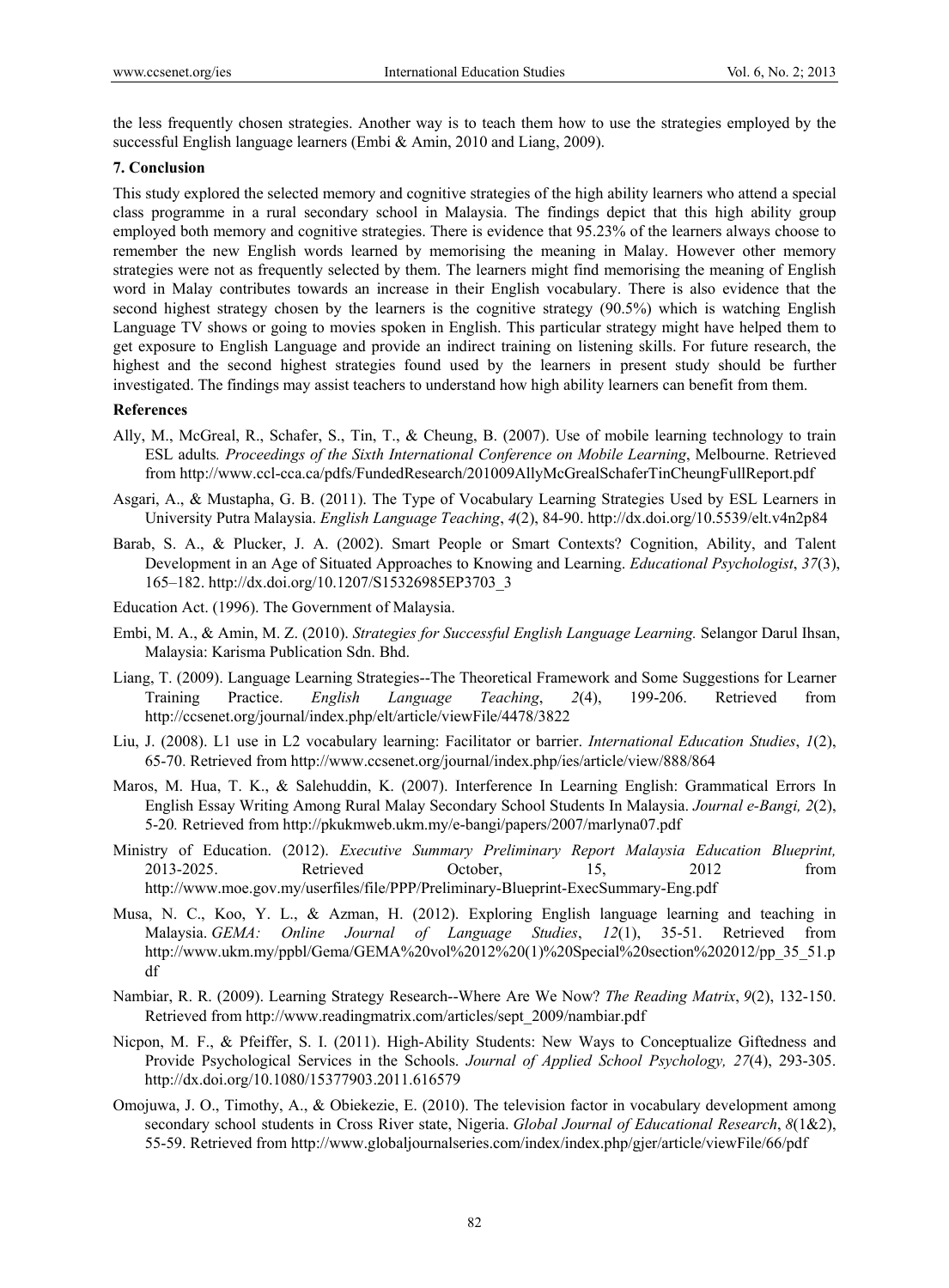the less frequently chosen strategies. Another way is to teach them how to use the strategies employed by the successful English language learners (Embi & Amin, 2010 and Liang, 2009).

## 7. Conclusion

This study explored the selected memory and cognitive strategies of the high ability learners who attend a special class programme in a rural secondary school in Malaysia. The findings depict that this high ability group employed both memory and cognitive strategies. There is evidence that 95.23% of the learners always choose to remember the new English words learned by memorising the meaning in Malay. However other memory strategies were not as frequently selected by them. The learners might find memorising the meaning of English word in Malay contributes towards an increase in their English vocabulary. There is also evidence that the second highest strategy chosen by the learners is the cognitive strategy (90.5%) which is watching English Language TV shows or going to movies spoken in English. This particular strategy might have helped them to get exposure to English Language and provide an indirect training on listening skills. For future research, the highest and the second highest strategies found used by the learners in present study should be further investigated. The findings may assist teachers to understand how high ability learners can benefit from them.

## References

Ally, M., McGreal, R., Schafer, S., Tin, T., & Cheung, B. (2007). Use of mobile learning technology to train ESL adults. *Proceedings of the Sixth International Conference on Mobile Learning*, Melbourne. Retrieved from http://www.ccl-cca.ca/pdfs/FundedResearch/201009AllyMcGrealSchaferTinCheungFullReport.pdf

Asgari, A., & Mustapha, G. B. (2011). The Type of Vocabulary Learning Strategies Used by ESL Learners in University Putra Malaysia. *English Language Teaching*, *4*(2), 84-90. http://dx.doi.org/10.5539/elt.v4n2p84

Barab, S. A., & Plucker, J. A. (2002). Smart People or Smart Contexts? Cognition, Ability, and Talent Development in an Age of Situated Approaches to Knowing and Learning. *Educational Psychologist*, *37*(3), 165–182. http://dx.doi.org/10.1207/S15326985EP3703_3

Education Act. (1996). The Government of Malaysia.

Embi, M. A., & Amin, M. Z. (2010). *Strategies for Successful English Language Learning.* Selangor Darul Ihsan, Malaysia: Karisma Publication Sdn. Bhd.

Liang, T. (2009). Language Learning Strategies--The Theoretical Framework and Some Suggestions for Learner Training Practice. *English Language Teaching*, *2*(4), 199-206. Retrieved from http://ccsenet.org/journal/index.php/elt/article/viewFile/4478/3822

Liu, J. (2008). L1 use in L2 vocabulary learning: Facilitator or barrier. *International Education Studies*, *1*(2), 65-70. Retrieved from http://www.ccsenet.org/journal/index.php/ies/article/view/888/864

Maros, M. Hua, T. K., & Salehuddin, K. (2007). Interference In Learning English: Grammatical Errors In English Essay Writing Among Rural Malay Secondary School Students In Malaysia. *Journal e-Bangi, 2*(2), 5-20. Retrieved from http://pkukmweb.ukm.my/e-bangi/papers/2007/marlyna07.pdf

Ministry of Education. (2012). *Executive Summary Preliminary Report Malaysia Education Blueprint,* 2013-2025. Retrieved October, 15, 2012 from http://www.moe.gov.my/userfiles/file/PPP/Preliminary-Blueprint-ExecSummary-Eng.pdf

Musa, N. C., Koo, Y. L., & Azman, H. (2012). Exploring English language learning and teaching in Malaysia. *GEMA: Online Journal of Language Studies*, *12*(1), 35-51. Retrieved from http://www.ukm.my/ppbl/Gema/GEMA%20vol%2012%20(1)%20Special%20section%202012/pp_35_51.pdf

Nambiar, R. R. (2009). Learning Strategy Research--Where Are We Now? *The Reading Matrix*, *9*(2), 132-150. Retrieved from http://www.readingmatrix.com/articles/sept_2009/nambiar.pdf

Nicpon, M. F., & Pfeiffer, S. I. (2011). High-Ability Students: New Ways to Conceptualize Giftedness and Provide Psychological Services in the Schools. *Journal of Applied School Psychology, 27*(4), 293-305. http://dx.doi.org/10.1080/15377903.2011.616579

Omojuwa, J. O., Timothy, A., & Obiekezie, E. (2010). The television factor in vocabulary development among secondary school students in Cross River state, Nigeria. *Global Journal of Educational Research*, *8*(1&2), 55-59. Retrieved from http://www.globaljournalseries.com/index/index.php/gjer/article/viewFile/66/pdf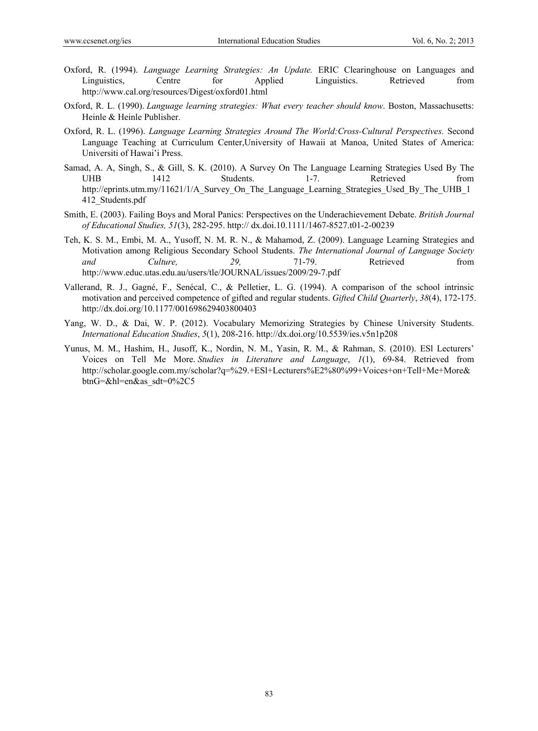Oxford, R. (1994). *Language Learning Strategies: An Update.* ERIC Clearinghouse on Languages and Linguistics, Centre for Applied Linguistics. Retrieved from http://www.cal.org/resources/Digest/oxford01.html

Oxford, R. L. (1990). *Language learning strategies: What every teacher should know*. Boston, Massachusetts: Heinle & Heinle Publisher.

Oxford, R. L. (1996). *Language Learning Strategies Around The World:Cross-Cultural Perspectives.* Second Language Teaching at Curriculum Center,University of Hawaii at Manoa, United States of America: Universiti of Hawai'i Press.

Samad, A. A, Singh, S., & Gill, S. K. (2010). A Survey On The Language Learning Strategies Used By The UHB 1412 Students. 1-7. Retrieved from http://eprints.utm.my/11621/1/A_Survey_On_The_Language_Learning_Strategies_Used_By_The_UHB_1412_Students.pdf

Smith, E. (2003). Failing Boys and Moral Panics: Perspectives on the Underachievement Debate. *British Journal of Educational Studies, 51*(3), 282-295. http:// dx.doi.10.1111/1467-8527.t01-2-00239

Teh, K. S. M., Embi, M. A., Yusoff, N. M. R. N., & Mahamod, Z. (2009). Language Learning Strategies and Motivation among Religious Secondary School Students. *The International Journal of Language Society and Culture, 29,* 71-79. Retrieved from http://www.educ.utas.edu.au/users/tle/JOURNAL/issues/2009/29-7.pdf

Vallerand, R. J., Gagné, F., Senécal, C., & Pelletier, L. G. (1994). A comparison of the school intrinsic motivation and perceived competence of gifted and regular students. *Gifted Child Quarterly*, *38*(4), 172-175. http://dx.doi.org/10.1177/001698629403800403

Yang, W. D., & Dai, W. P. (2012). Vocabulary Memorizing Strategies by Chinese University Students. *International Education Studies*, *5*(1), 208-216. http://dx.doi.org/10.5539/ies.v5n1p208

Yunus, M. M., Hashim, H., Jusoff, K., Nordin, N. M., Yasin, R. M., & Rahman, S. (2010). ESl Lecturers' Voices on Tell Me More. *Studies in Literature and Language*, *1*(1), 69-84. Retrieved from http://scholar.google.com.my/scholar?q=%29.+ESl+Lecturers%E2%80%99+Voices+on+Tell+Me+More&btnG=&hl=en&as_sdt=0%2C5